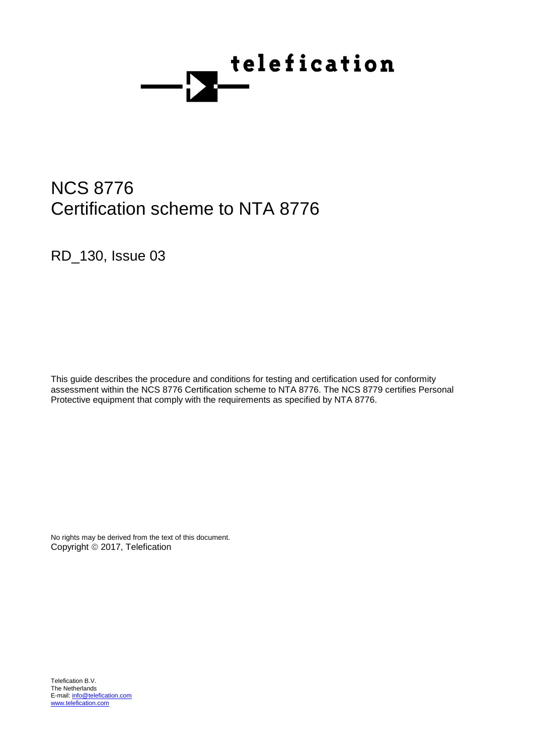telefication

# NCS 8776
# Certification scheme to NTA 8776

RD_130, Issue 03

This guide describes the procedure and conditions for testing and certification used for conformity assessment within the NCS 8776 Certification scheme to NTA 8776. The NCS 8779 certifies Personal Protective equipment that comply with the requirements as specified by NTA 8776.

No rights may be derived from the text of this document.
Copyright © 2017, Telefication

Telefication B.V.
The Netherlands
E-mail: info@telefication.com
www.telefication.com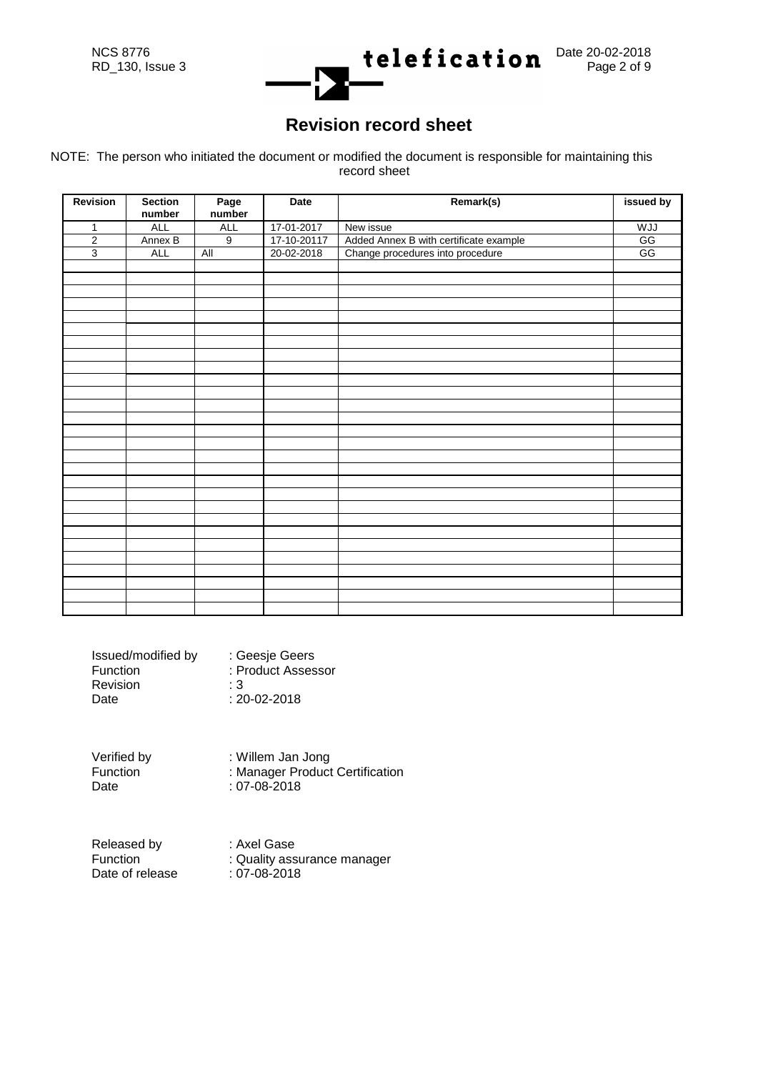# Revision record sheet

NOTE: The person who initiated the document or modified the document is responsible for maintaining this record sheet

| Revision | Section number | Page number | Date | Remark(s) | issued by |
|---|---|---|---|---|---|
| 1 | ALL | ALL | 17-01-2017 | New issue | WJJ |
| 2 | Annex B | 9 | 17-10-20117 | Added Annex B with certificate example | GG |
| 3 | ALL | All | 20-02-2018 | Change procedures into procedure | GG |
| | | | | | |
| | | | | | |
| | | | | | |
| | | | | | |
| | | | | | |
| | | | | | |
| | | | | | |
| | | | | | |
| | | | | | |
| | | | | | |
| | | | | | |
| | | | | | |
| | | | | | |
| | | | | | |
| | | | | | |
| | | | | | |
| | | | | | |
| | | | | | |
| | | | | | |
| | | | | | |
| | | | | | |
| | | | | | |
| | | | | | |
| | | | | | |
| | | | | | |
| | | | | | |
| | | | | | |
| | | | | | |
| | | | | | |
| | | | | | |

Issued/modified by : Geesje Geers
Function : Product Assessor
Revision : 3
Date : 20-02-2018

Verified by : Willem Jan Jong
Function : Manager Product Certification
Date : 07-08-2018

Released by : Axel Gase
Function : Quality assurance manager
Date of release : 07-08-2018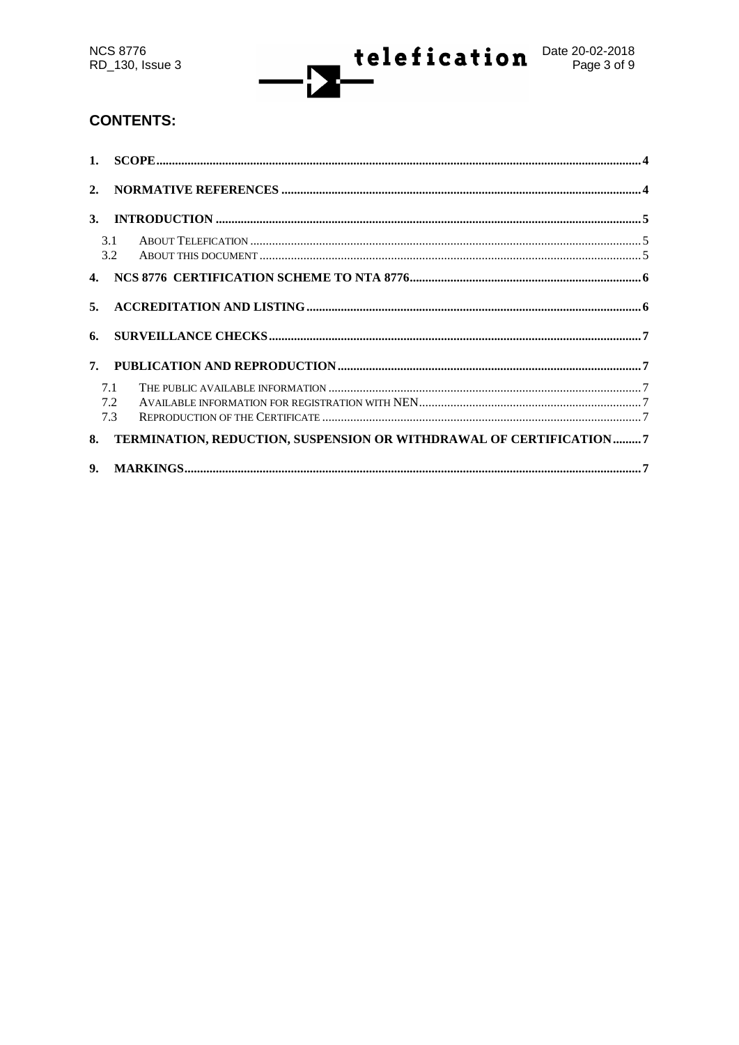## CONTENTS:

1. SCOPE ..... 4
2. NORMATIVE REFERENCES ..... 4
3. INTRODUCTION ..... 5
   - 3.1 ABOUT TELEFICATION ..... 5
   - 3.2 ABOUT THIS DOCUMENT ..... 5
4. NCS 8776 CERTIFICATION SCHEME TO NTA 8776 ..... 6
5. ACCREDITATION AND LISTING ..... 6
6. SURVEILLANCE CHECKS ..... 7
7. PUBLICATION AND REPRODUCTION ..... 7
   - 7.1 THE PUBLIC AVAILABLE INFORMATION ..... 7
   - 7.2 AVAILABLE INFORMATION FOR REGISTRATION WITH NEN ..... 7
   - 7.3 REPRODUCTION OF THE CERTIFICATE ..... 7
8. TERMINATION, REDUCTION, SUSPENSION OR WITHDRAWAL OF CERTIFICATION ..... 7
9. MARKINGS ..... 7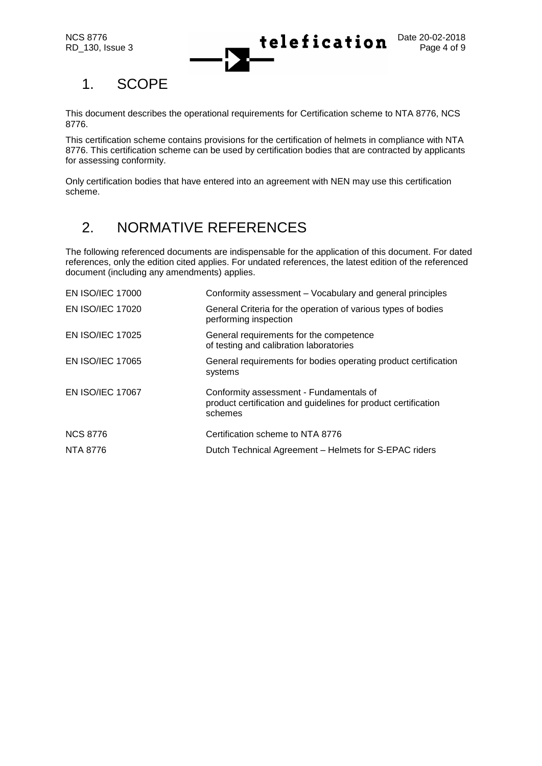# 1. SCOPE

This document describes the operational requirements for Certification scheme to NTA 8776, NCS 8776.

This certification scheme contains provisions for the certification of helmets in compliance with NTA 8776. This certification scheme can be used by certification bodies that are contracted by applicants for assessing conformity.

Only certification bodies that have entered into an agreement with NEN may use this certification scheme.

# 2. NORMATIVE REFERENCES

The following referenced documents are indispensable for the application of this document. For dated references, only the edition cited applies. For undated references, the latest edition of the referenced document (including any amendments) applies.

| | |
|---|---|
| EN ISO/IEC 17000 | Conformity assessment – Vocabulary and general principles |
| EN ISO/IEC 17020 | General Criteria for the operation of various types of bodies performing inspection |
| EN ISO/IEC 17025 | General requirements for the competence of testing and calibration laboratories |
| EN ISO/IEC 17065 | General requirements for bodies operating product certification systems |
| EN ISO/IEC 17067 | Conformity assessment - Fundamentals of product certification and guidelines for product certification schemes |
| NCS 8776 | Certification scheme to NTA 8776 |
| NTA 8776 | Dutch Technical Agreement – Helmets for S-EPAC riders |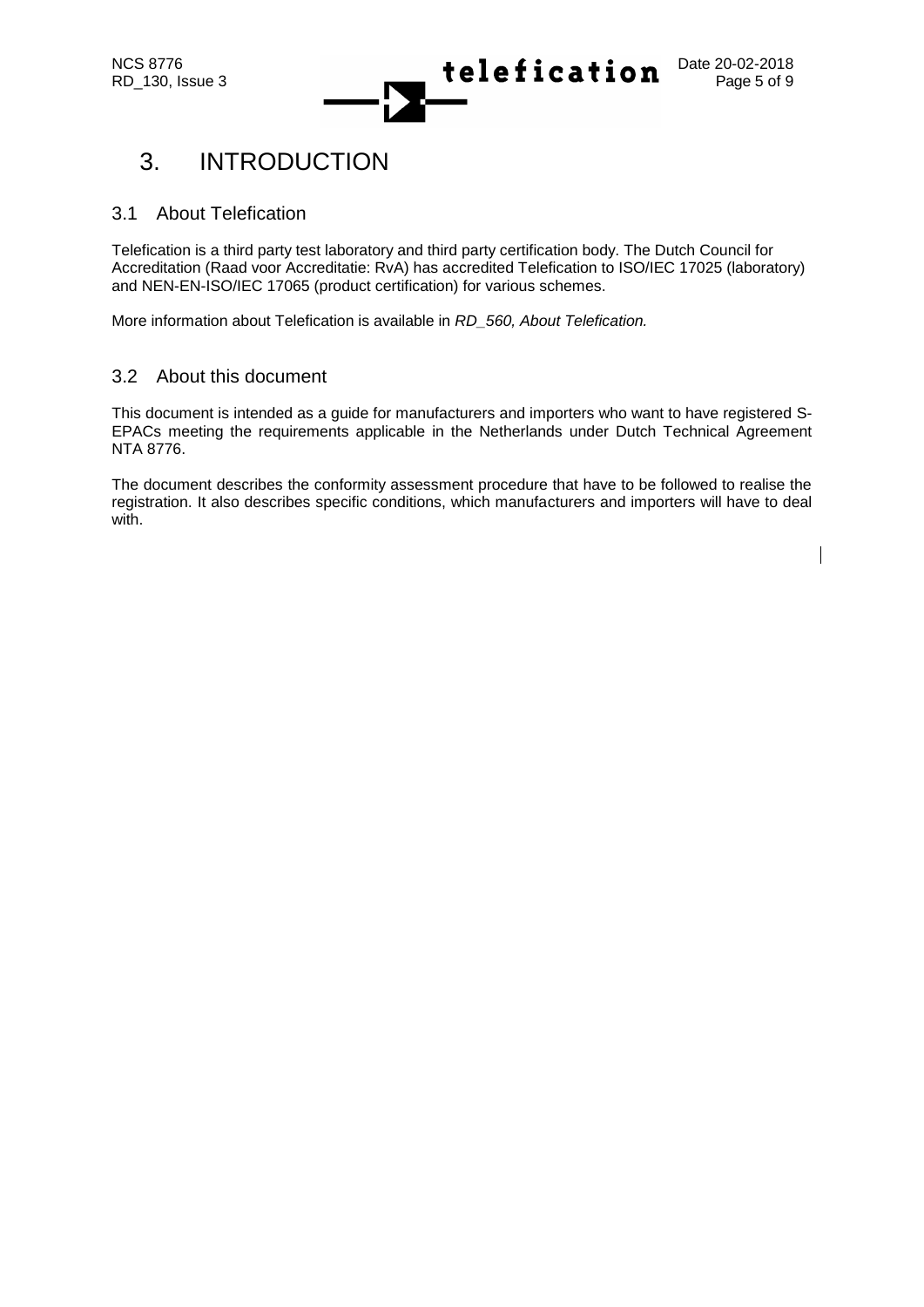# 3. INTRODUCTION

## 3.1 About Telefication

Telefication is a third party test laboratory and third party certification body. The Dutch Council for Accreditation (Raad voor Accreditatie: RvA) has accredited Telefication to ISO/IEC 17025 (laboratory) and NEN-EN-ISO/IEC 17065 (product certification) for various schemes.

More information about Telefication is available in *RD_560, About Telefication.*

## 3.2 About this document

This document is intended as a guide for manufacturers and importers who want to have registered S-EPACs meeting the requirements applicable in the Netherlands under Dutch Technical Agreement NTA 8776.

The document describes the conformity assessment procedure that have to be followed to realise the registration. It also describes specific conditions, which manufacturers and importers will have to deal with.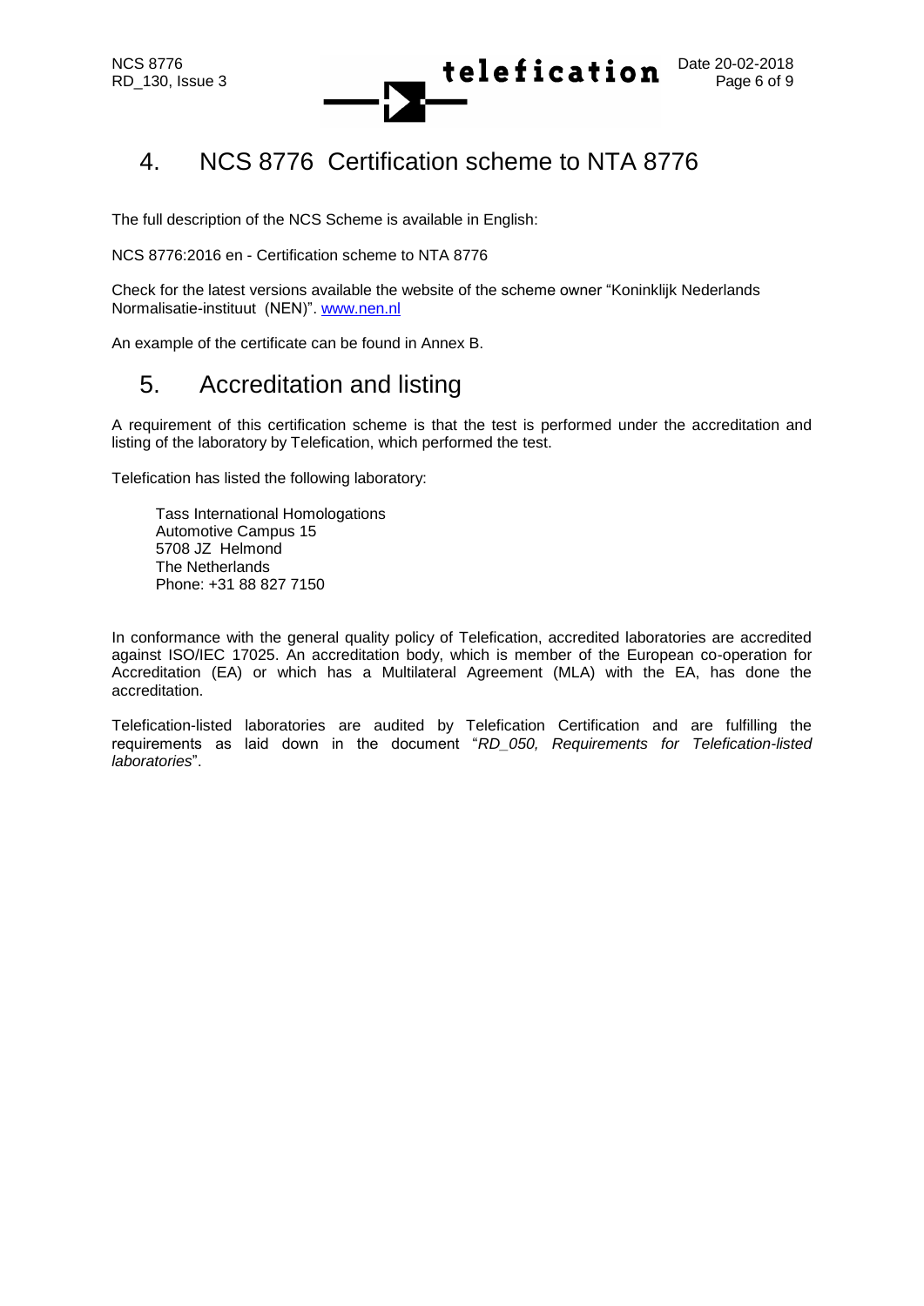# 4. NCS 8776 Certification scheme to NTA 8776

The full description of the NCS Scheme is available in English:

NCS 8776:2016 en - Certification scheme to NTA 8776

Check for the latest versions available the website of the scheme owner "Koninklijk Nederlands Normalisatie-instituut (NEN)". www.nen.nl

An example of the certificate can be found in Annex B.

# 5. Accreditation and listing

A requirement of this certification scheme is that the test is performed under the accreditation and listing of the laboratory by Telefication, which performed the test.

Telefication has listed the following laboratory:

Tass International Homologations
Automotive Campus 15
5708 JZ Helmond
The Netherlands
Phone: +31 88 827 7150

In conformance with the general quality policy of Telefication, accredited laboratories are accredited against ISO/IEC 17025. An accreditation body, which is member of the European co-operation for Accreditation (EA) or which has a Multilateral Agreement (MLA) with the EA, has done the accreditation.

Telefication-listed laboratories are audited by Telefication Certification and are fulfilling the requirements as laid down in the document "*RD_050, Requirements for Telefication-listed laboratories*".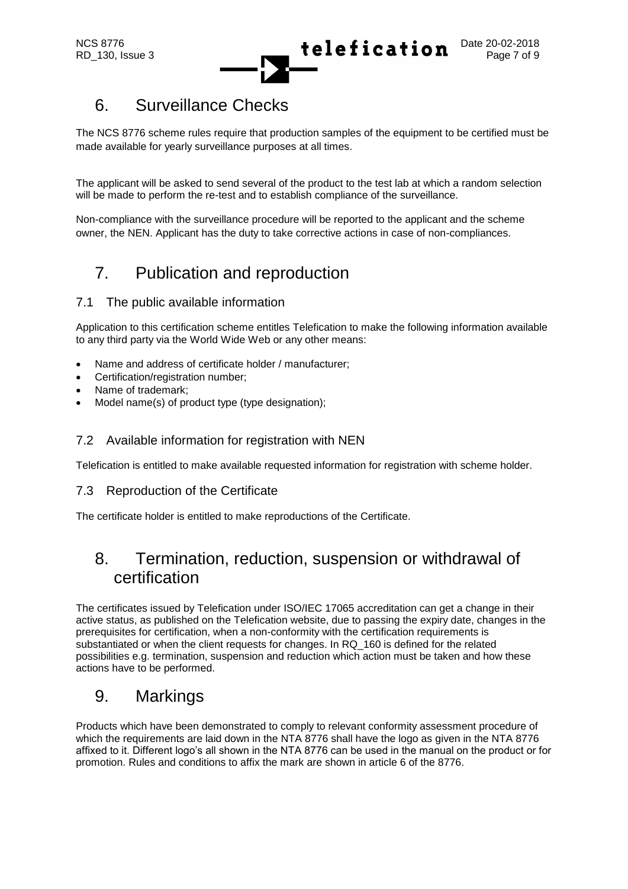## 6. Surveillance Checks

The NCS 8776 scheme rules require that production samples of the equipment to be certified must be made available for yearly surveillance purposes at all times.

The applicant will be asked to send several of the product to the test lab at which a random selection will be made to perform the re-test and to establish compliance of the surveillance.

Non-compliance with the surveillance procedure will be reported to the applicant and the scheme owner, the NEN. Applicant has the duty to take corrective actions in case of non-compliances.

## 7. Publication and reproduction

### 7.1 The public available information

Application to this certification scheme entitles Telefication to make the following information available to any third party via the World Wide Web or any other means:

- Name and address of certificate holder / manufacturer;
- Certification/registration number;
- Name of trademark;
- Model name(s) of product type (type designation);

### 7.2 Available information for registration with NEN

Telefication is entitled to make available requested information for registration with scheme holder.

### 7.3 Reproduction of the Certificate

The certificate holder is entitled to make reproductions of the Certificate.

## 8. Termination, reduction, suspension or withdrawal of certification

The certificates issued by Telefication under ISO/IEC 17065 accreditation can get a change in their active status, as published on the Telefication website, due to passing the expiry date, changes in the prerequisites for certification, when a non-conformity with the certification requirements is substantiated or when the client requests for changes. In RQ_160 is defined for the related possibilities e.g. termination, suspension and reduction which action must be taken and how these actions have to be performed.

## 9. Markings

Products which have been demonstrated to comply to relevant conformity assessment procedure of which the requirements are laid down in the NTA 8776 shall have the logo as given in the NTA 8776 affixed to it. Different logo's all shown in the NTA 8776 can be used in the manual on the product or for promotion. Rules and conditions to affix the mark are shown in article 6 of the 8776.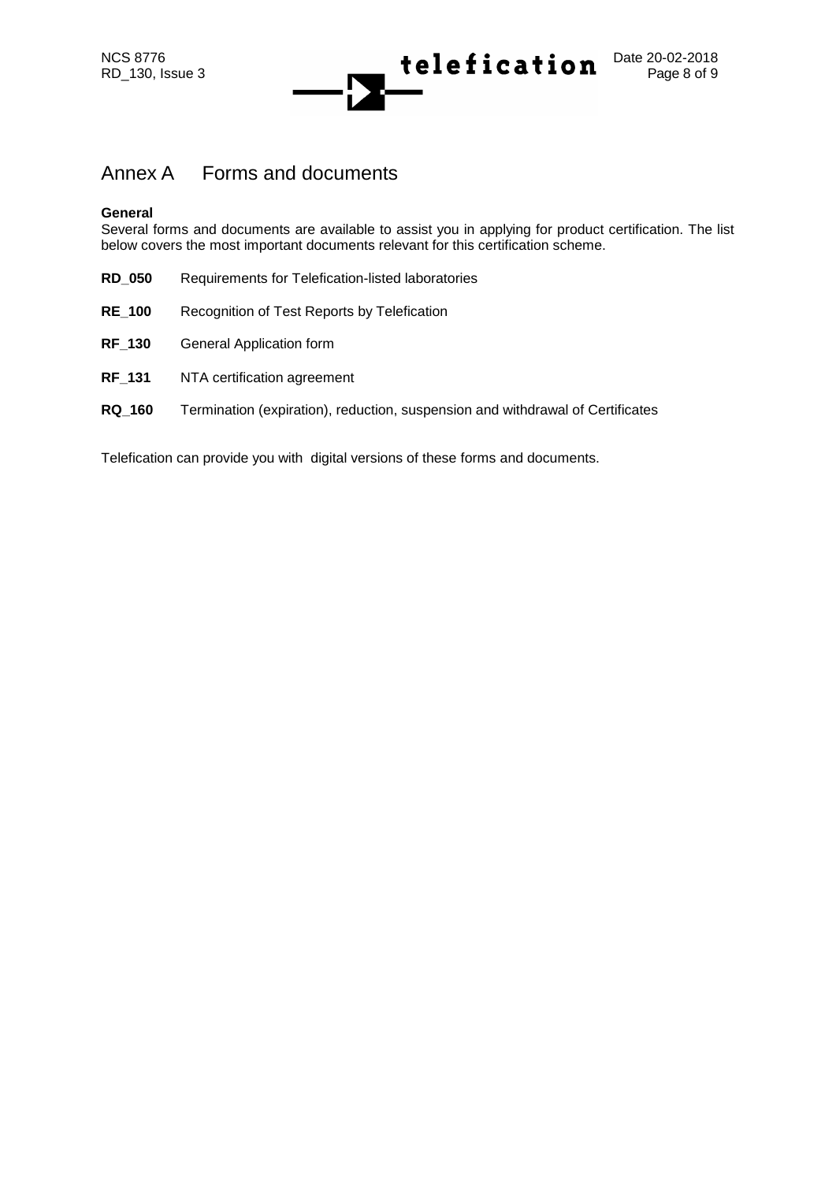# Annex A Forms and documents

**General**

Several forms and documents are available to assist you in applying for product certification. The list below covers the most important documents relevant for this certification scheme.

**RD_050** Requirements for Telefication-listed laboratories

**RE_100** Recognition of Test Reports by Telefication

**RF_130** General Application form

**RF_131** NTA certification agreement

**RQ_160** Termination (expiration), reduction, suspension and withdrawal of Certificates

Telefication can provide you with digital versions of these forms and documents.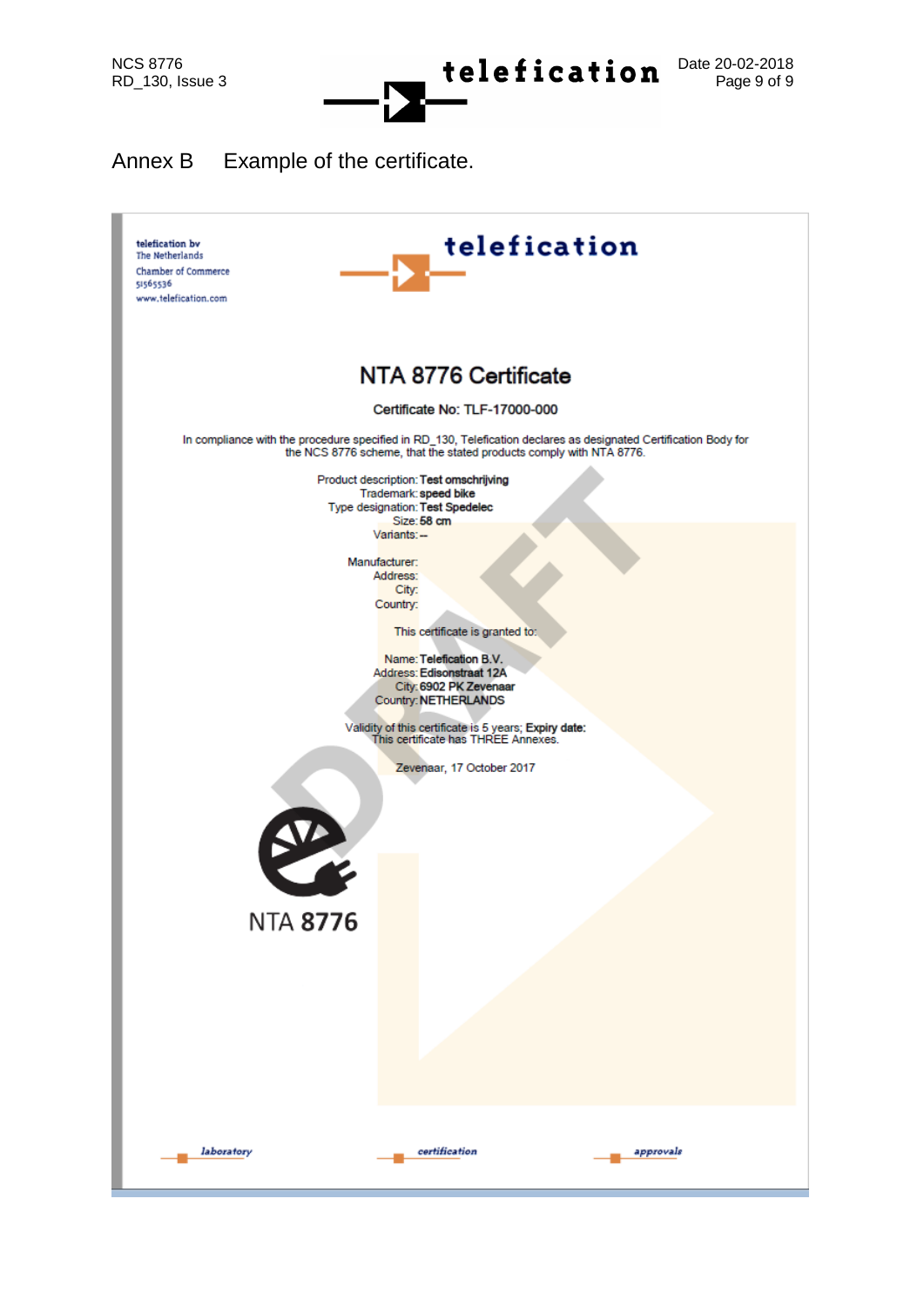# Annex B Example of the certificate.

telefication bv
The Netherlands
Chamber of Commerce
51565536
www.telefication.com

telefication

## NTA 8776 Certificate

**Certificate No: TLF-17000-000**

In compliance with the procedure specified in RD_130, Telefication declares as designated Certification Body for the NCS 8776 scheme, that the stated products comply with NTA 8776.

Product description: **Test omschrijving**
Trademark: **speed bike**
Type designation: **Test Spedelec**
Size: **58 cm**
Variants: --

Manufacturer:
Address:
City:
Country:

This certificate is granted to:

Name: **Telefication B.V.**
Address: **Edisonstraat 12A**
City: **6902 PK Zevenaar**
Country: **NETHERLANDS**

Validity of this certificate is 5 years; **Expiry date:**
This certificate has THREE Annexes.

Zevenaar, 17 October 2017

NTA **8776**

DRAFT

laboratory certification approvals